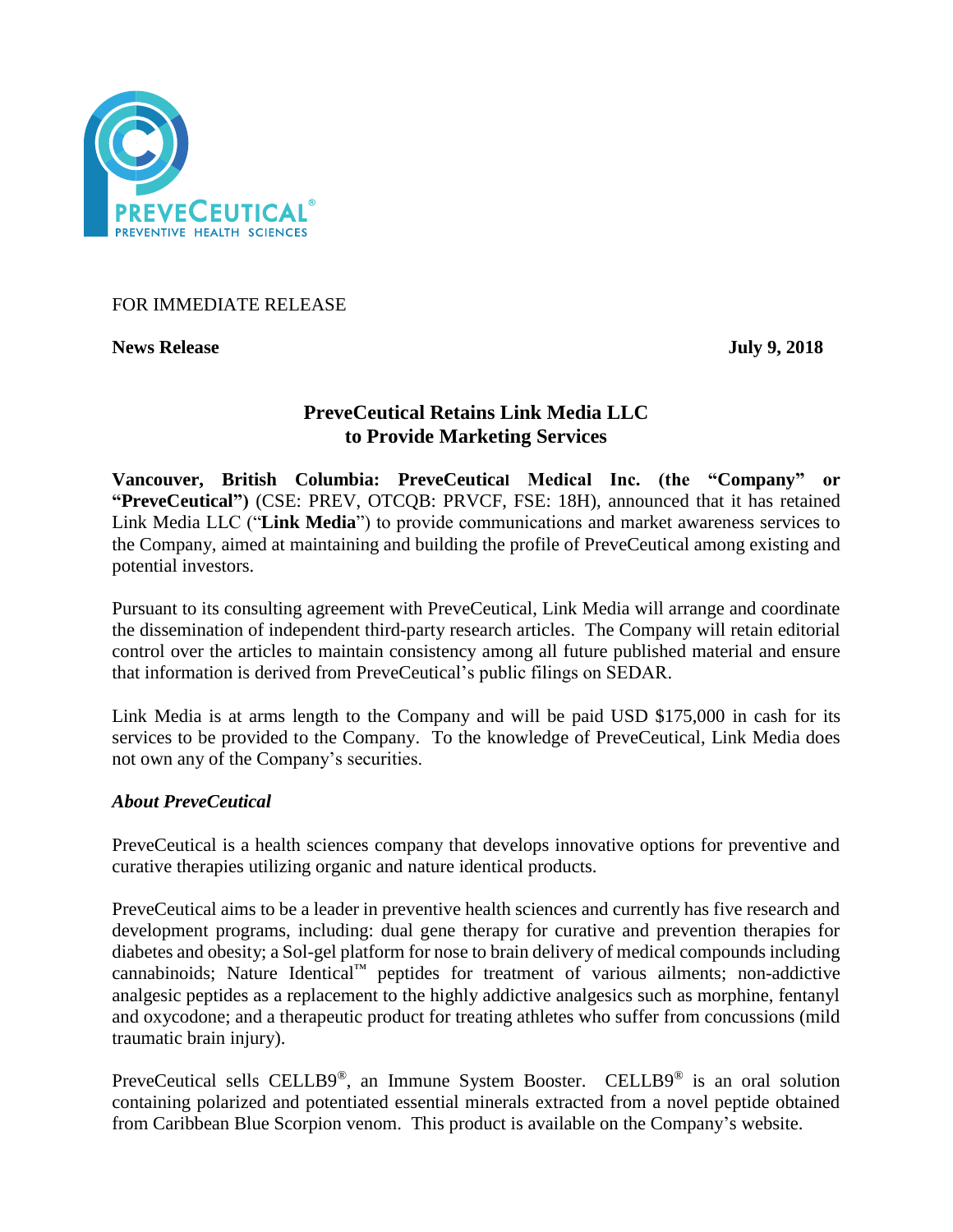FOR IMMEDIATE RELEASE

**News Release** **July 9, 2018**

# PreveCeutical Retains Link Media LLC to Provide Marketing Services

**Vancouver, British Columbia: PreveCeutical Medical Inc. (the "Company" or "PreveCeutical")** (CSE: PREV, OTCQB: PRVCF, FSE: 18H), announced that it has retained Link Media LLC ("**Link Media**") to provide communications and market awareness services to the Company, aimed at maintaining and building the profile of PreveCeutical among existing and potential investors.

Pursuant to its consulting agreement with PreveCeutical, Link Media will arrange and coordinate the dissemination of independent third-party research articles. The Company will retain editorial control over the articles to maintain consistency among all future published material and ensure that information is derived from PreveCeutical's public filings on SEDAR.

Link Media is at arms length to the Company and will be paid USD $175,000 in cash for its services to be provided to the Company. To the knowledge of PreveCeutical, Link Media does not own any of the Company's securities.

### *About PreveCeutical*

PreveCeutical is a health sciences company that develops innovative options for preventive and curative therapies utilizing organic and nature identical products.

PreveCeutical aims to be a leader in preventive health sciences and currently has five research and development programs, including: dual gene therapy for curative and prevention therapies for diabetes and obesity; a Sol-gel platform for nose to brain delivery of medical compounds including cannabinoids; Nature Identical™ peptides for treatment of various ailments; non-addictive analgesic peptides as a replacement to the highly addictive analgesics such as morphine, fentanyl and oxycodone; and a therapeutic product for treating athletes who suffer from concussions (mild traumatic brain injury).

PreveCeutical sells CELLB9®, an Immune System Booster. CELLB9® is an oral solution containing polarized and potentiated essential minerals extracted from a novel peptide obtained from Caribbean Blue Scorpion venom. This product is available on the Company's website.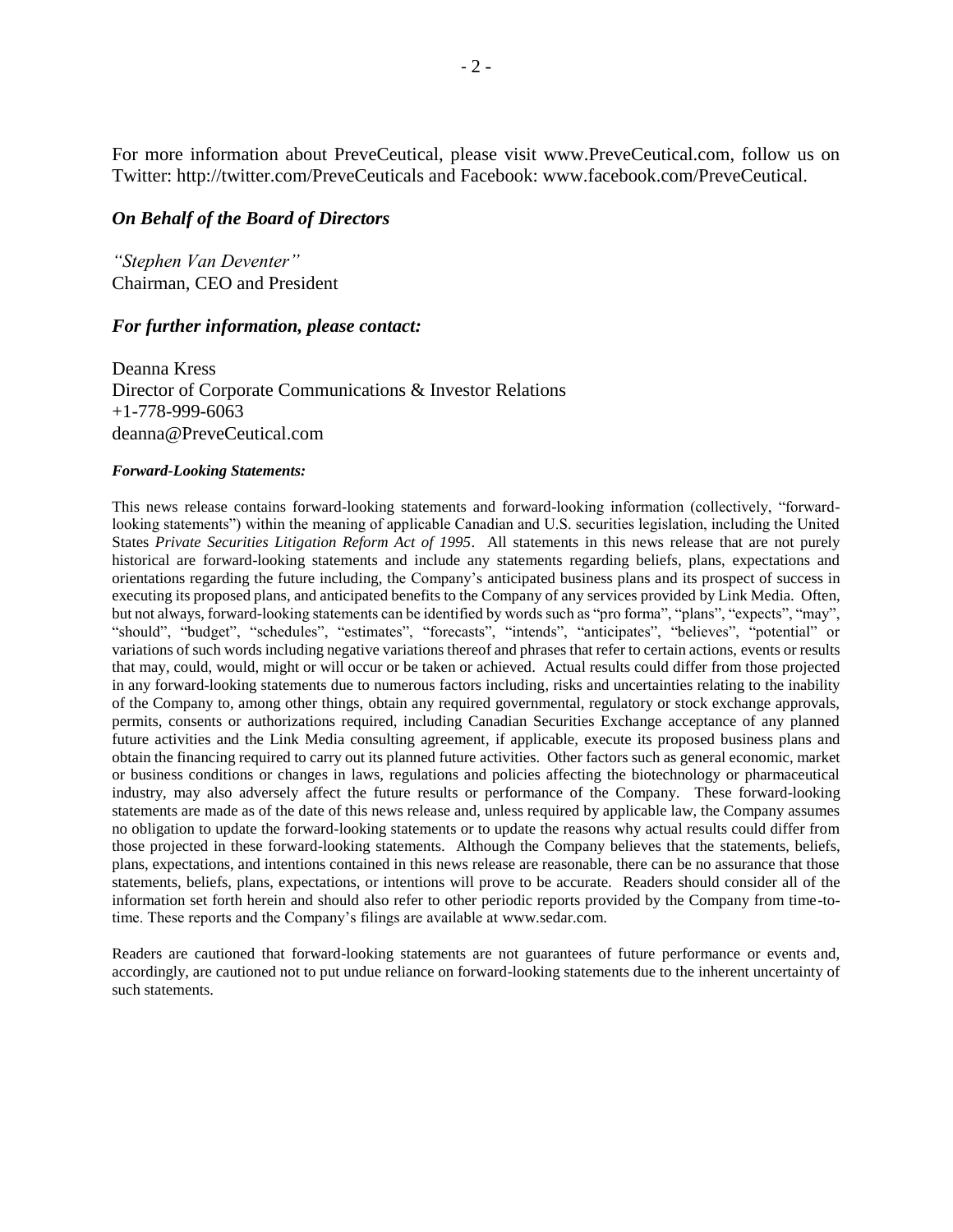For more information about PreveCeutical, please visit www.PreveCeutical.com, follow us on Twitter: http://twitter.com/PreveCeuticals and Facebook: www.facebook.com/PreveCeutical.

### *On Behalf of the Board of Directors*

*"Stephen Van Deventer"*
Chairman, CEO and President

### *For further information, please contact:*

Deanna Kress
Director of Corporate Communications & Investor Relations
+1-778-999-6063
deanna@PreveCeutical.com

***Forward-Looking Statements:***

This news release contains forward-looking statements and forward-looking information (collectively, "forward-looking statements") within the meaning of applicable Canadian and U.S. securities legislation, including the United States *Private Securities Litigation Reform Act of 1995*. All statements in this news release that are not purely historical are forward-looking statements and include any statements regarding beliefs, plans, expectations and orientations regarding the future including, the Company's anticipated business plans and its prospect of success in executing its proposed plans, and anticipated benefits to the Company of any services provided by Link Media. Often, but not always, forward-looking statements can be identified by words such as "pro forma", "plans", "expects", "may", "should", "budget", "schedules", "estimates", "forecasts", "intends", "anticipates", "believes", "potential" or variations of such words including negative variations thereof and phrases that refer to certain actions, events or results that may, could, would, might or will occur or be taken or achieved. Actual results could differ from those projected in any forward-looking statements due to numerous factors including, risks and uncertainties relating to the inability of the Company to, among other things, obtain any required governmental, regulatory or stock exchange approvals, permits, consents or authorizations required, including Canadian Securities Exchange acceptance of any planned future activities and the Link Media consulting agreement, if applicable, execute its proposed business plans and obtain the financing required to carry out its planned future activities. Other factors such as general economic, market or business conditions or changes in laws, regulations and policies affecting the biotechnology or pharmaceutical industry, may also adversely affect the future results or performance of the Company. These forward-looking statements are made as of the date of this news release and, unless required by applicable law, the Company assumes no obligation to update the forward-looking statements or to update the reasons why actual results could differ from those projected in these forward-looking statements. Although the Company believes that the statements, beliefs, plans, expectations, and intentions contained in this news release are reasonable, there can be no assurance that those statements, beliefs, plans, expectations, or intentions will prove to be accurate. Readers should consider all of the information set forth herein and should also refer to other periodic reports provided by the Company from time-to-time. These reports and the Company's filings are available at www.sedar.com.

Readers are cautioned that forward-looking statements are not guarantees of future performance or events and, accordingly, are cautioned not to put undue reliance on forward-looking statements due to the inherent uncertainty of such statements.